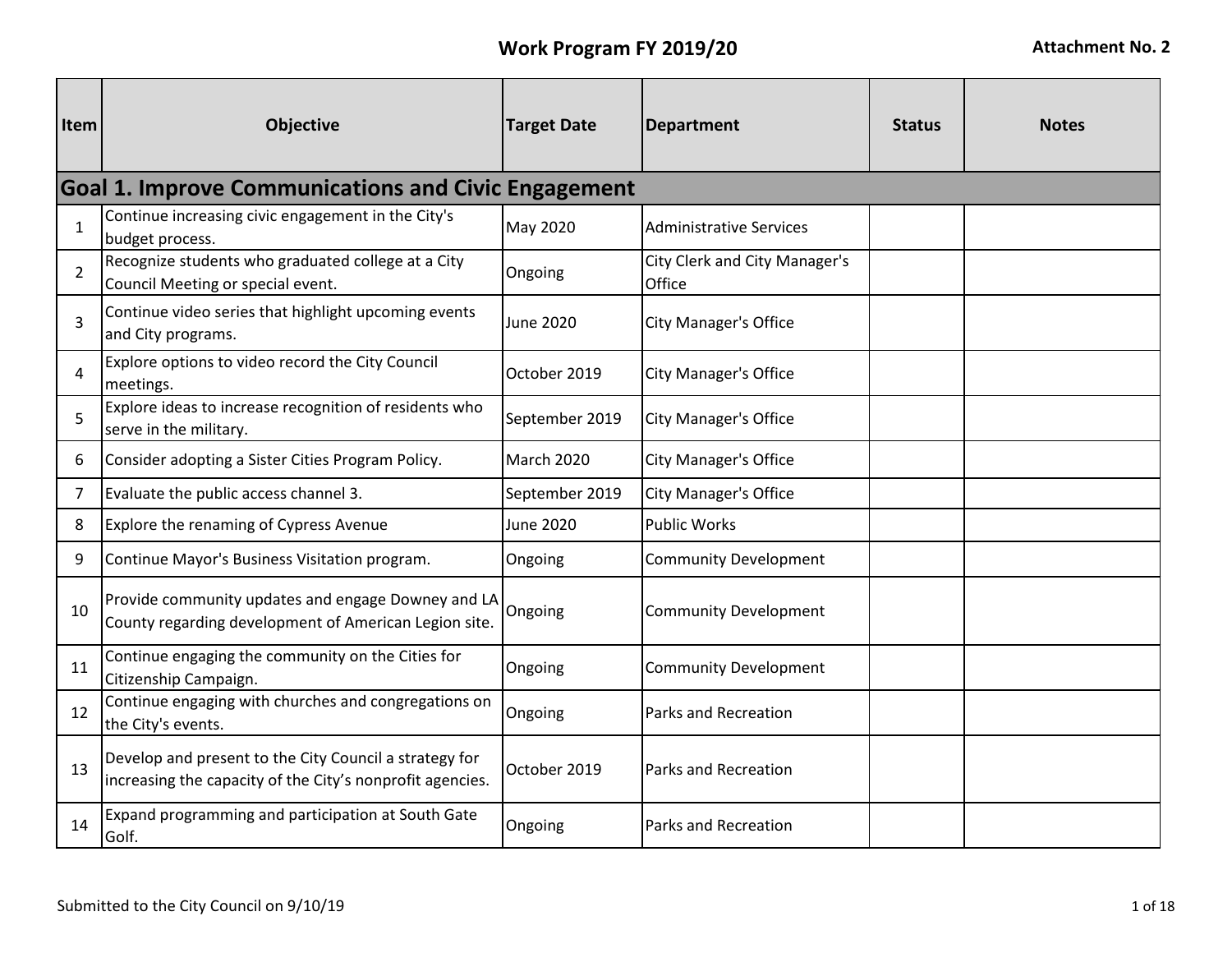# Work Program FY 2019/20

Attachment No. 2

| Item | Objective | Target Date | Department | Status | Notes |
|---|---|---|---|---|---|
| **Goal 1. Improve Communications and Civic Engagement** | | | | | |
| 1 | Continue increasing civic engagement in the City's budget process. | May 2020 | Administrative Services | | |
| 2 | Recognize students who graduated college at a City Council Meeting or special event. | Ongoing | City Clerk and City Manager's Office | | |
| 3 | Continue video series that highlight upcoming events and City programs. | June 2020 | City Manager's Office | | |
| 4 | Explore options to video record the City Council meetings. | October 2019 | City Manager's Office | | |
| 5 | Explore ideas to increase recognition of residents who serve in the military. | September 2019 | City Manager's Office | | |
| 6 | Consider adopting a Sister Cities Program Policy. | March 2020 | City Manager's Office | | |
| 7 | Evaluate the public access channel 3. | September 2019 | City Manager's Office | | |
| 8 | Explore the renaming of Cypress Avenue | June 2020 | Public Works | | |
| 9 | Continue Mayor's Business Visitation program. | Ongoing | Community Development | | |
| 10 | Provide community updates and engage Downey and LA County regarding development of American Legion site. | Ongoing | Community Development | | |
| 11 | Continue engaging the community on the Cities for Citizenship Campaign. | Ongoing | Community Development | | |
| 12 | Continue engaging with churches and congregations on the City's events. | Ongoing | Parks and Recreation | | |
| 13 | Develop and present to the City Council a strategy for increasing the capacity of the City's nonprofit agencies. | October 2019 | Parks and Recreation | | |
| 14 | Expand programming and participation at South Gate Golf. | Ongoing | Parks and Recreation | | |

Submitted to the City Council on 9/10/19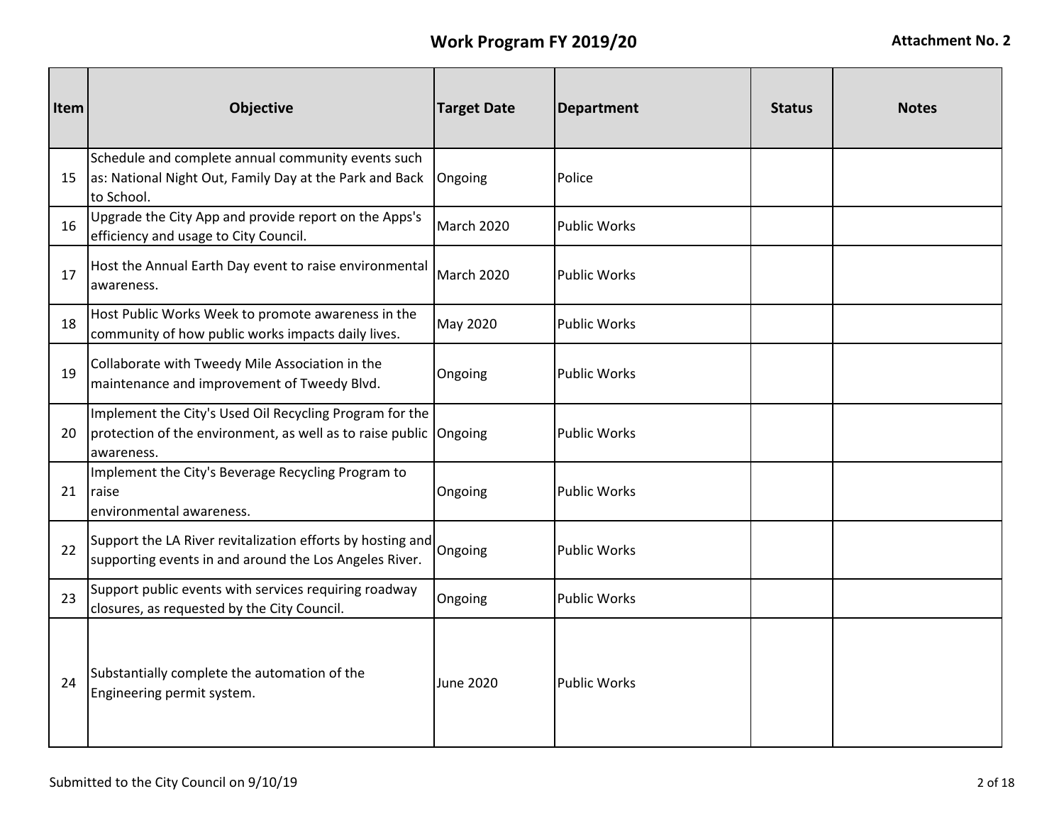## Work Program FY 2019/20

**Attachment No. 2**

| Item | Objective | Target Date | Department | Status | Notes |
|---|---|---|---|---|---|
| 15 | Schedule and complete annual community events such as: National Night Out, Family Day at the Park and Back to School. | Ongoing | Police | | |
| 16 | Upgrade the City App and provide report on the Apps's efficiency and usage to City Council. | March 2020 | Public Works | | |
| 17 | Host the Annual Earth Day event to raise environmental awareness. | March 2020 | Public Works | | |
| 18 | Host Public Works Week to promote awareness in the community of how public works impacts daily lives. | May 2020 | Public Works | | |
| 19 | Collaborate with Tweedy Mile Association in the maintenance and improvement of Tweedy Blvd. | Ongoing | Public Works | | |
| 20 | Implement the City's Used Oil Recycling Program for the protection of the environment, as well as to raise public awareness. | Ongoing | Public Works | | |
| 21 | Implement the City's Beverage Recycling Program to raise environmental awareness. | Ongoing | Public Works | | |
| 22 | Support the LA River revitalization efforts by hosting and supporting events in and around the Los Angeles River. | Ongoing | Public Works | | |
| 23 | Support public events with services requiring roadway closures, as requested by the City Council. | Ongoing | Public Works | | |
| 24 | Substantially complete the automation of the Engineering permit system. | June 2020 | Public Works | | |

Submitted to the City Council on 9/10/19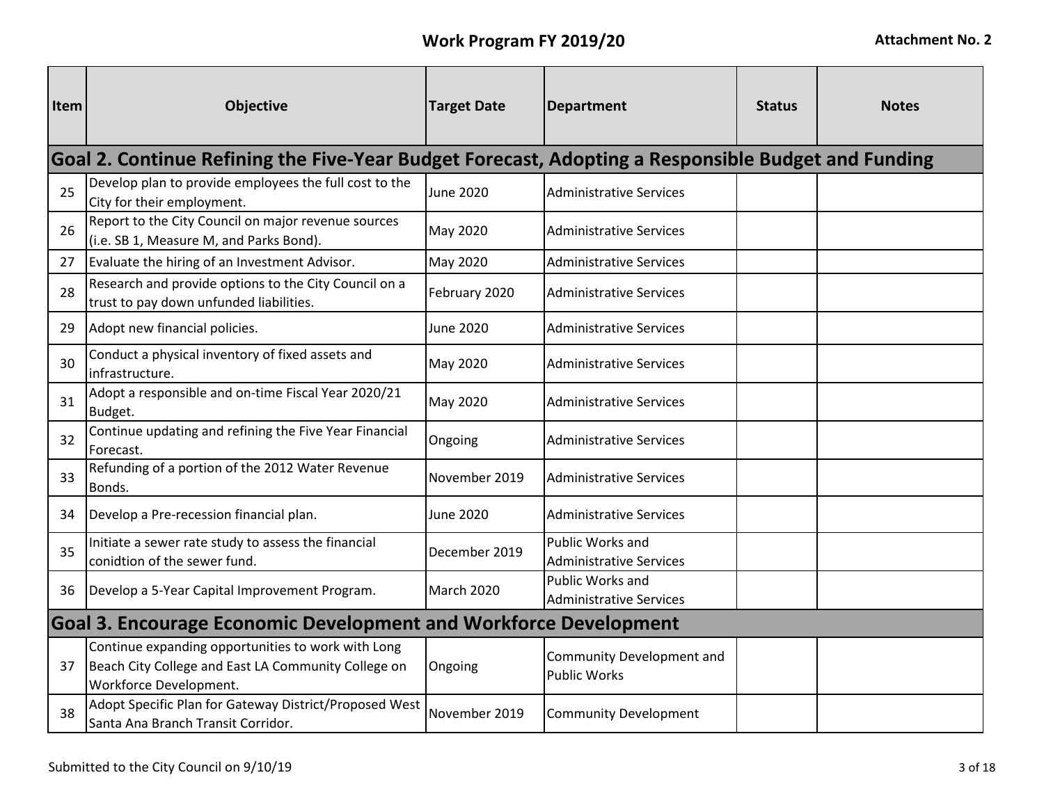# Work Program FY 2019/20

**Attachment No. 2**

| Item | Objective | Target Date | Department | Status | Notes |
|---|---|---|---|---|---|
| **Goal 2. Continue Refining the Five-Year Budget Forecast, Adopting a Responsible Budget and Funding** | | | | | |
| 25 | Develop plan to provide employees the full cost to the City for their employment. | June 2020 | Administrative Services | | |
| 26 | Report to the City Council on major revenue sources (i.e. SB 1, Measure M, and Parks Bond). | May 2020 | Administrative Services | | |
| 27 | Evaluate the hiring of an Investment Advisor. | May 2020 | Administrative Services | | |
| 28 | Research and provide options to the City Council on a trust to pay down unfunded liabilities. | February 2020 | Administrative Services | | |
| 29 | Adopt new financial policies. | June 2020 | Administrative Services | | |
| 30 | Conduct a physical inventory of fixed assets and infrastructure. | May 2020 | Administrative Services | | |
| 31 | Adopt a responsible and on-time Fiscal Year 2020/21 Budget. | May 2020 | Administrative Services | | |
| 32 | Continue updating and refining the Five Year Financial Forecast. | Ongoing | Administrative Services | | |
| 33 | Refunding of a portion of the 2012 Water Revenue Bonds. | November 2019 | Administrative Services | | |
| 34 | Develop a Pre-recession financial plan. | June 2020 | Administrative Services | | |
| 35 | Initiate a sewer rate study to assess the financial conidtion of the sewer fund. | December 2019 | Public Works and Administrative Services | | |
| 36 | Develop a 5-Year Capital Improvement Program. | March 2020 | Public Works and Administrative Services | | |
| **Goal 3. Encourage Economic Development and Workforce Development** | | | | | |
| 37 | Continue expanding opportunities to work with Long Beach City College and East LA Community College on Workforce Development. | Ongoing | Community Development and Public Works | | |
| 38 | Adopt Specific Plan for Gateway District/Proposed West Santa Ana Branch Transit Corridor. | November 2019 | Community Development | | |

Submitted to the City Council on 9/10/19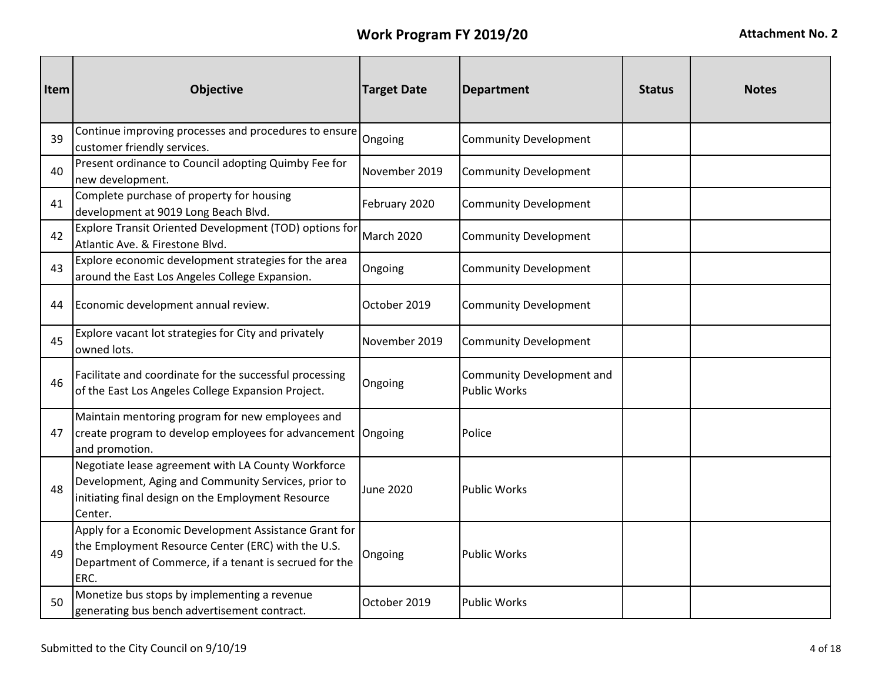## Work Program FY 2019/20

**Attachment No. 2**

| Item | Objective | Target Date | Department | Status | Notes |
|---|---|---|---|---|---|
| 39 | Continue improving processes and procedures to ensure customer friendly services. | Ongoing | Community Development | | |
| 40 | Present ordinance to Council adopting Quimby Fee for new development. | November 2019 | Community Development | | |
| 41 | Complete purchase of property for housing development at 9019 Long Beach Blvd. | February 2020 | Community Development | | |
| 42 | Explore Transit Oriented Development (TOD) options for Atlantic Ave. & Firestone Blvd. | March 2020 | Community Development | | |
| 43 | Explore economic development strategies for the area around the East Los Angeles College Expansion. | Ongoing | Community Development | | |
| 44 | Economic development annual review. | October 2019 | Community Development | | |
| 45 | Explore vacant lot strategies for City and privately owned lots. | November 2019 | Community Development | | |
| 46 | Facilitate and coordinate for the successful processing of the East Los Angeles College Expansion Project. | Ongoing | Community Development and Public Works | | |
| 47 | Maintain mentoring program for new employees and create program to develop employees for advancement and promotion. | Ongoing | Police | | |
| 48 | Negotiate lease agreement with LA County Workforce Development, Aging and Community Services, prior to initiating final design on the Employment Resource Center. | June 2020 | Public Works | | |
| 49 | Apply for a Economic Development Assistance Grant for the Employment Resource Center (ERC) with the U.S. Department of Commerce, if a tenant is secrued for the ERC. | Ongoing | Public Works | | |
| 50 | Monetize bus stops by implementing a revenue generating bus bench advertisement contract. | October 2019 | Public Works | | |

Submitted to the City Council on 9/10/19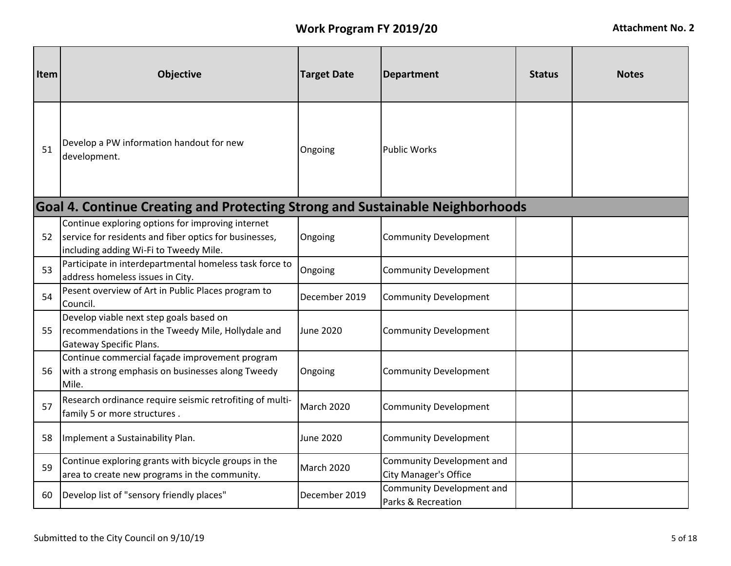# Work Program FY 2019/20

**Attachment No. 2**

| Item | Objective | Target Date | Department | Status | Notes |
|---|---|---|---|---|---|
| 51 | Develop a PW information handout for new development. | Ongoing | Public Works | | |
| **Goal 4. Continue Creating and Protecting Strong and Sustainable Neighborhoods** | | | | | |
| 52 | Continue exploring options for improving internet service for residents and fiber optics for businesses, including adding Wi-Fi to Tweedy Mile. | Ongoing | Community Development | | |
| 53 | Participate in interdepartmental homeless task force to address homeless issues in City. | Ongoing | Community Development | | |
| 54 | Pesent overview of Art in Public Places program to Council. | December 2019 | Community Development | | |
| 55 | Develop viable next step goals based on recommendations in the Tweedy Mile, Hollydale and Gateway Specific Plans. | June 2020 | Community Development | | |
| 56 | Continue commercial façade improvement program with a strong emphasis on businesses along Tweedy Mile. | Ongoing | Community Development | | |
| 57 | Research ordinance require seismic retrofiting of multi-family 5 or more structures . | March 2020 | Community Development | | |
| 58 | Implement a Sustainability Plan. | June 2020 | Community Development | | |
| 59 | Continue exploring grants with bicycle groups in the area to create new programs in the community. | March 2020 | Community Development and City Manager's Office | | |
| 60 | Develop list of "sensory friendly places" | December 2019 | Community Development and Parks & Recreation | | |

Submitted to the City Council on 9/10/19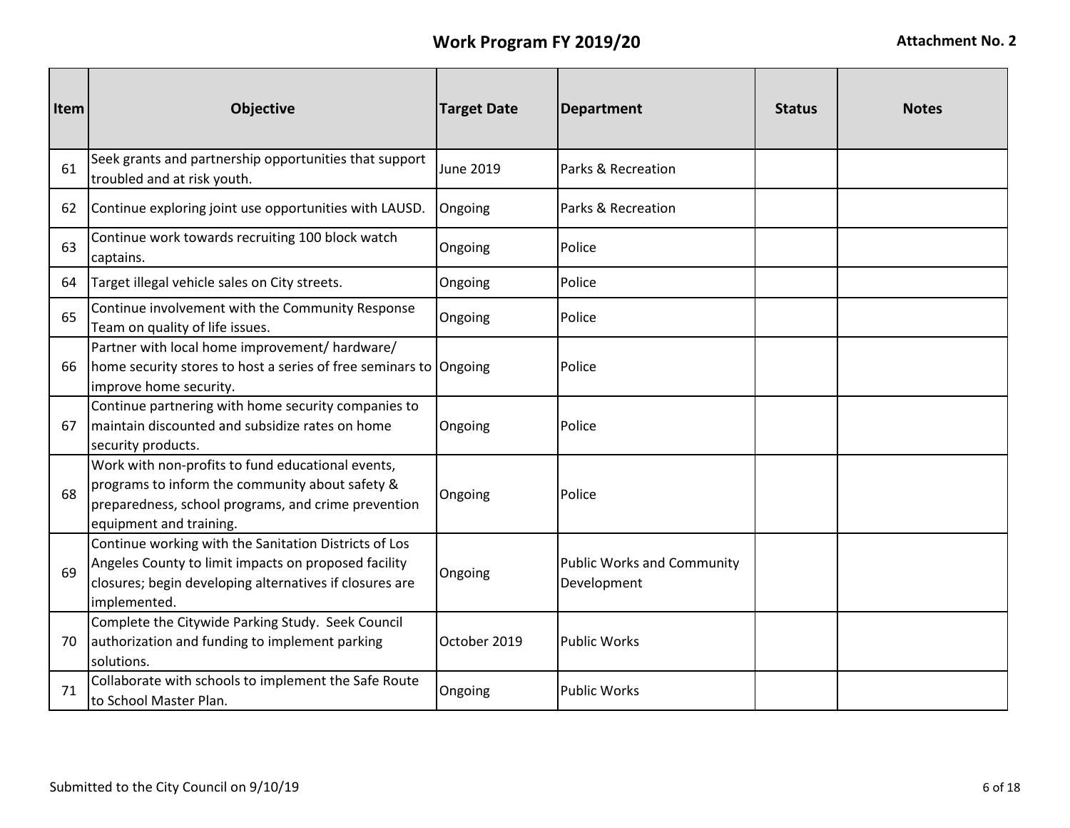## Work Program FY 2019/20

**Attachment No. 2**

| Item | Objective | Target Date | Department | Status | Notes |
| --- | --- | --- | --- | --- | --- |
| 61 | Seek grants and partnership opportunities that support troubled and at risk youth. | June 2019 | Parks & Recreation | | |
| 62 | Continue exploring joint use opportunities with LAUSD. | Ongoing | Parks & Recreation | | |
| 63 | Continue work towards recruiting 100 block watch captains. | Ongoing | Police | | |
| 64 | Target illegal vehicle sales on City streets. | Ongoing | Police | | |
| 65 | Continue involvement with the Community Response Team on quality of life issues. | Ongoing | Police | | |
| 66 | Partner with local home improvement/ hardware/ home security stores to host a series of free seminars to improve home security. | Ongoing | Police | | |
| 67 | Continue partnering with home security companies to maintain discounted and subsidize rates on home security products. | Ongoing | Police | | |
| 68 | Work with non-profits to fund educational events, programs to inform the community about safety & preparedness, school programs, and crime prevention equipment and training. | Ongoing | Police | | |
| 69 | Continue working with the Sanitation Districts of Los Angeles County to limit impacts on proposed facility closures; begin developing alternatives if closures are implemented. | Ongoing | Public Works and Community Development | | |
| 70 | Complete the Citywide Parking Study. Seek Council authorization and funding to implement parking solutions. | October 2019 | Public Works | | |
| 71 | Collaborate with schools to implement the Safe Route to School Master Plan. | Ongoing | Public Works | | |

Submitted to the City Council on 9/10/19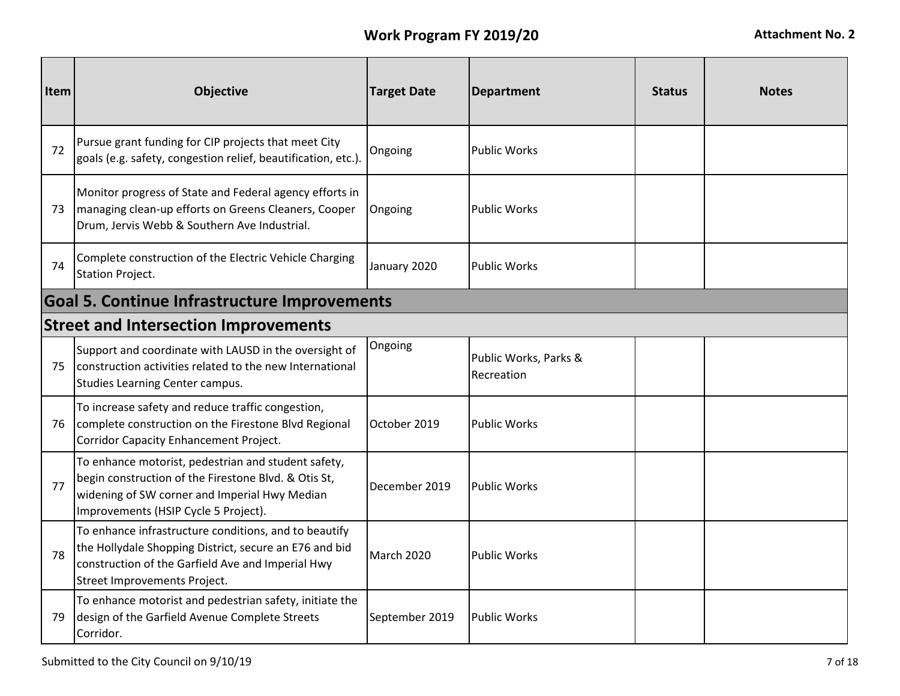# Work Program FY 2019/20

**Attachment No. 2**

| Item | Objective | Target Date | Department | Status | Notes |
|---|---|---|---|---|---|
| 72 | Pursue grant funding for CIP projects that meet City goals (e.g. safety, congestion relief, beautification, etc.). | Ongoing | Public Works | | |
| 73 | Monitor progress of State and Federal agency efforts in managing clean-up efforts on Greens Cleaners, Cooper Drum, Jervis Webb & Southern Ave Industrial. | Ongoing | Public Works | | |
| 74 | Complete construction of the Electric Vehicle Charging Station Project. | January 2020 | Public Works | | |
| **Goal 5. Continue Infrastructure Improvements** | | | | | |
| **Street and Intersection Improvements** | | | | | |
| 75 | Support and coordinate with LAUSD in the oversight of construction activities related to the new International Studies Learning Center campus. | Ongoing | Public Works, Parks & Recreation | | |
| 76 | To increase safety and reduce traffic congestion, complete construction on the Firestone Blvd Regional Corridor Capacity Enhancement Project. | October 2019 | Public Works | | |
| 77 | To enhance motorist, pedestrian and student safety, begin construction of the Firestone Blvd. & Otis St, widening of SW corner and Imperial Hwy Median Improvements (HSIP Cycle 5 Project). | December 2019 | Public Works | | |
| 78 | To enhance infrastructure conditions, and to beautify the Hollydale Shopping District, secure an E76 and bid construction of the Garfield Ave and Imperial Hwy Street Improvements Project. | March 2020 | Public Works | | |
| 79 | To enhance motorist and pedestrian safety, initiate the design of the Garfield Avenue Complete Streets Corridor. | September 2019 | Public Works | | |

Submitted to the City Council on 9/10/19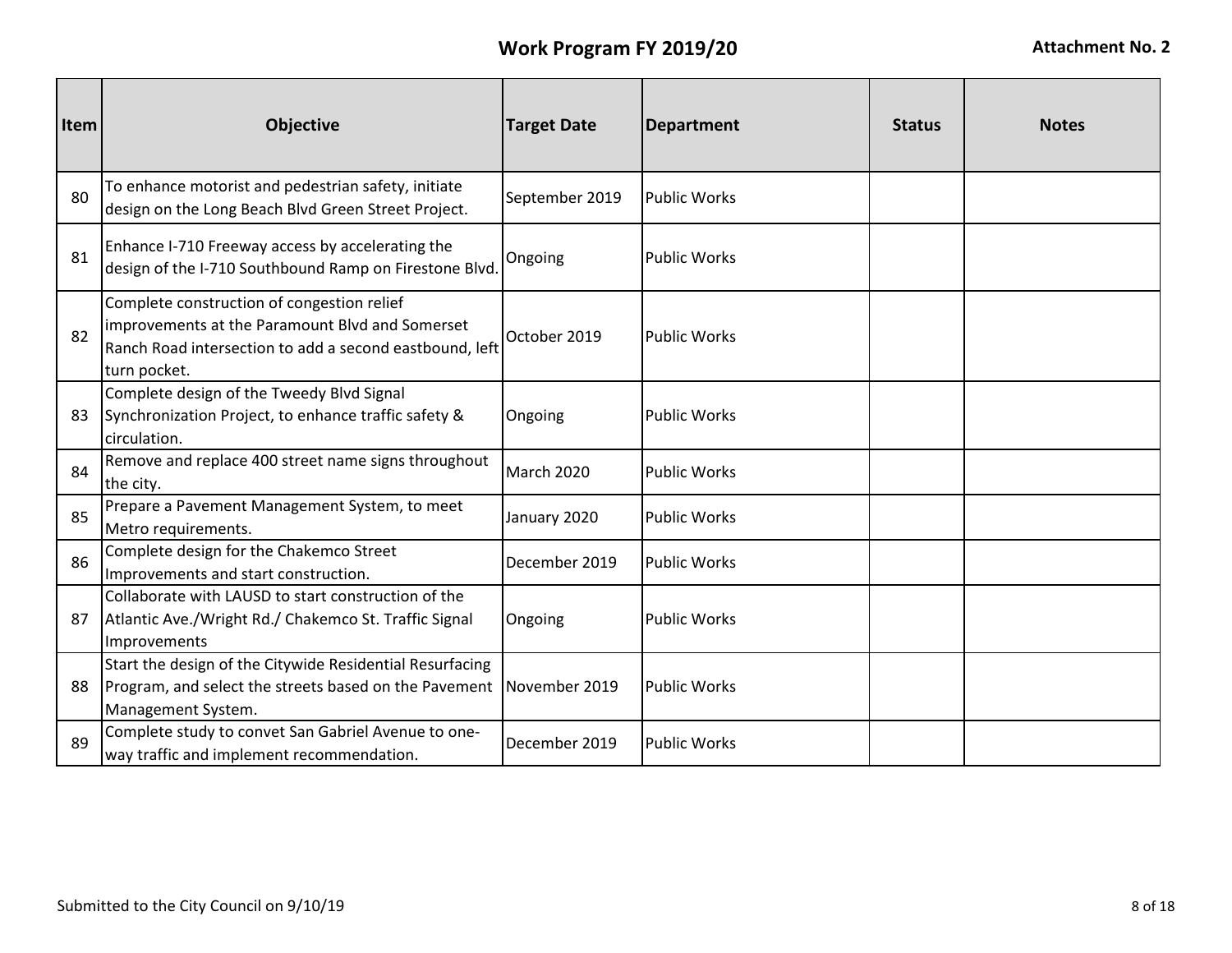# Work Program FY 2019/20

**Attachment No. 2**

| Item | Objective | Target Date | Department | Status | Notes |
|---|---|---|---|---|---|
| 80 | To enhance motorist and pedestrian safety, initiate design on the Long Beach Blvd Green Street Project. | September 2019 | Public Works | | |
| 81 | Enhance I-710 Freeway access by accelerating the design of the I-710 Southbound Ramp on Firestone Blvd. | Ongoing | Public Works | | |
| 82 | Complete construction of congestion relief improvements at the Paramount Blvd and Somerset Ranch Road intersection to add a second eastbound, left turn pocket. | October 2019 | Public Works | | |
| 83 | Complete design of the Tweedy Blvd Signal Synchronization Project, to enhance traffic safety & circulation. | Ongoing | Public Works | | |
| 84 | Remove and replace 400 street name signs throughout the city. | March 2020 | Public Works | | |
| 85 | Prepare a Pavement Management System, to meet Metro requirements. | January 2020 | Public Works | | |
| 86 | Complete design for the Chakemco Street Improvements and start construction. | December 2019 | Public Works | | |
| 87 | Collaborate with LAUSD to start construction of the Atlantic Ave./Wright Rd./ Chakemco St. Traffic Signal Improvements | Ongoing | Public Works | | |
| 88 | Start the design of the Citywide Residential Resurfacing Program, and select the streets based on the Pavement Management System. | November 2019 | Public Works | | |
| 89 | Complete study to convet San Gabriel Avenue to one-way traffic and implement recommendation. | December 2019 | Public Works | | |

Submitted to the City Council on 9/10/19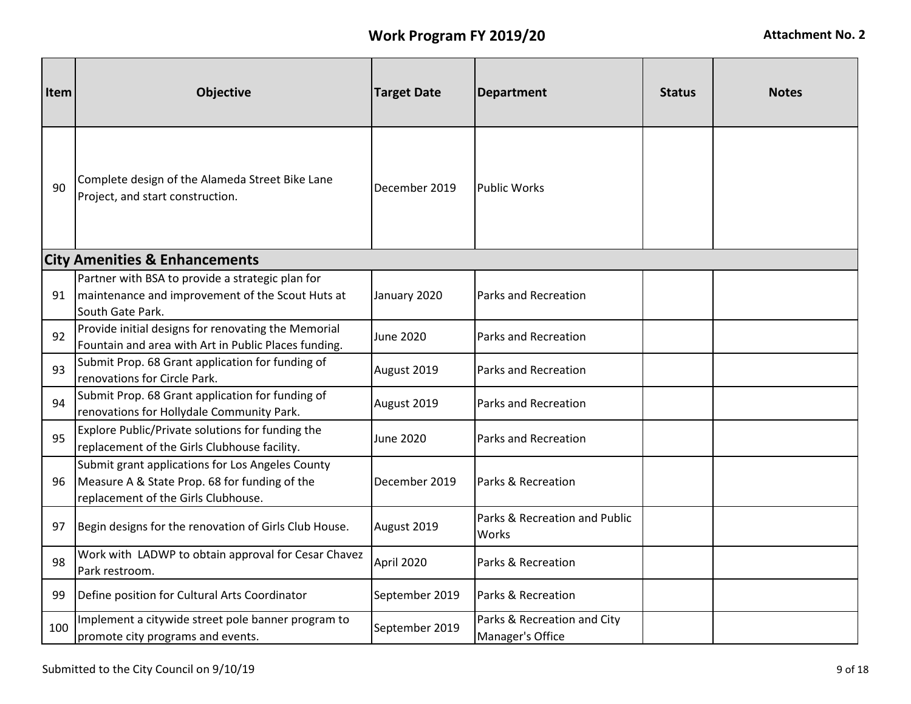# Work Program FY 2019/20

**Attachment No. 2**

| Item | Objective | Target Date | Department | Status | Notes |
|---|---|---|---|---|---|
| 90 | Complete design of the Alameda Street Bike Lane Project, and start construction. | December 2019 | Public Works | | |
| **City Amenities & Enhancements** | | | | | |
| 91 | Partner with BSA to provide a strategic plan for maintenance and improvement of the Scout Huts at South Gate Park. | January 2020 | Parks and Recreation | | |
| 92 | Provide initial designs for renovating the Memorial Fountain and area with Art in Public Places funding. | June 2020 | Parks and Recreation | | |
| 93 | Submit Prop. 68 Grant application for funding of renovations for Circle Park. | August 2019 | Parks and Recreation | | |
| 94 | Submit Prop. 68 Grant application for funding of renovations for Hollydale Community Park. | August 2019 | Parks and Recreation | | |
| 95 | Explore Public/Private solutions for funding the replacement of the Girls Clubhouse facility. | June 2020 | Parks and Recreation | | |
| 96 | Submit grant applications for Los Angeles County Measure A & State Prop. 68 for funding of the replacement of the Girls Clubhouse. | December 2019 | Parks & Recreation | | |
| 97 | Begin designs for the renovation of Girls Club House. | August 2019 | Parks & Recreation and Public Works | | |
| 98 | Work with LADWP to obtain approval for Cesar Chavez Park restroom. | April 2020 | Parks & Recreation | | |
| 99 | Define position for Cultural Arts Coordinator | September 2019 | Parks & Recreation | | |
| 100 | Implement a citywide street pole banner program to promote city programs and events. | September 2019 | Parks & Recreation and City Manager's Office | | |

Submitted to the City Council on 9/10/19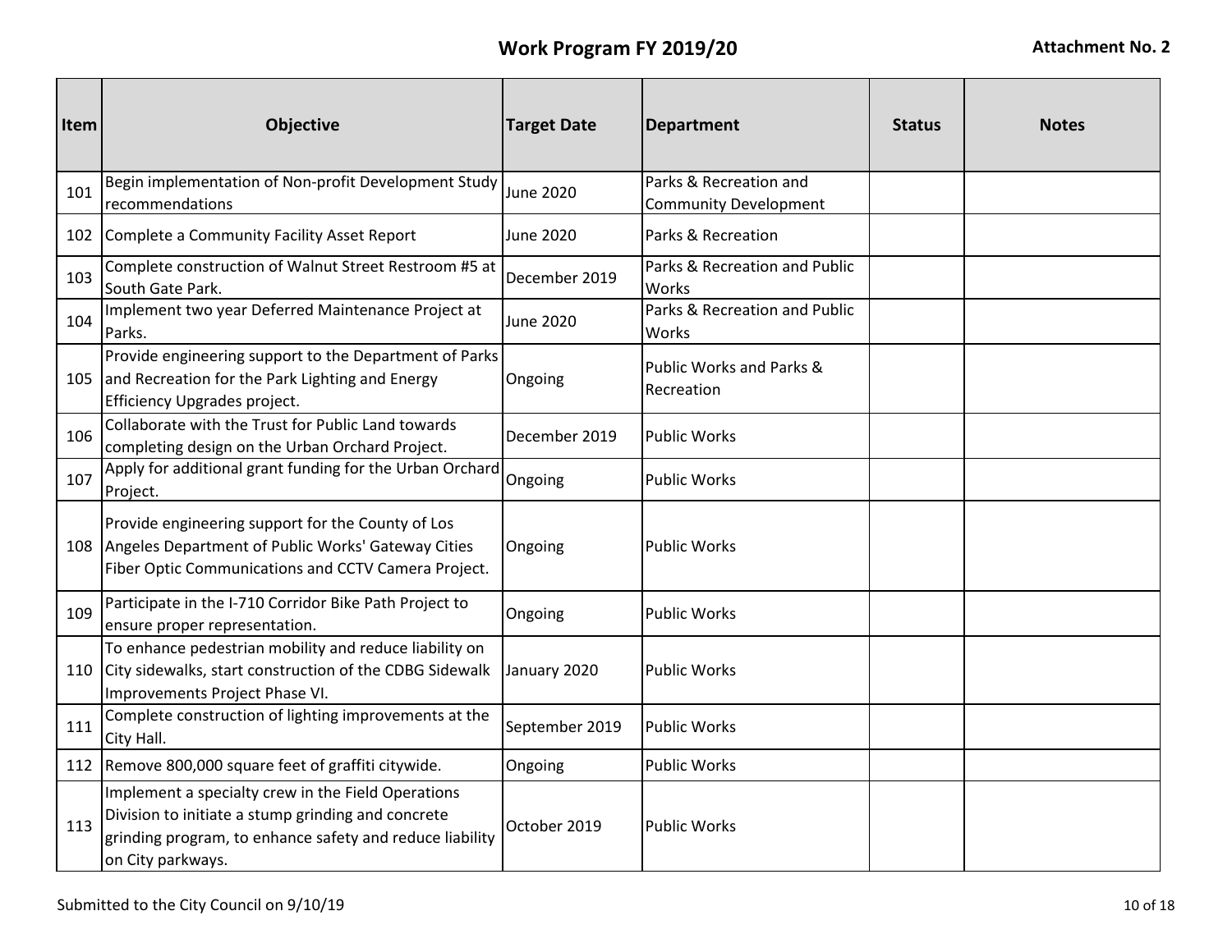# Work Program FY 2019/20

**Attachment No. 2**

| Item | Objective | Target Date | Department | Status | Notes |
|---|---|---|---|---|---|
| 101 | Begin implementation of Non-profit Development Study recommendations | June 2020 | Parks & Recreation and Community Development | | |
| 102 | Complete a Community Facility Asset Report | June 2020 | Parks & Recreation | | |
| 103 | Complete construction of Walnut Street Restroom #5 at South Gate Park. | December 2019 | Parks & Recreation and Public Works | | |
| 104 | Implement two year Deferred Maintenance Project at Parks. | June 2020 | Parks & Recreation and Public Works | | |
| 105 | Provide engineering support to the Department of Parks and Recreation for the Park Lighting and Energy Efficiency Upgrades project. | Ongoing | Public Works and Parks & Recreation | | |
| 106 | Collaborate with the Trust for Public Land towards completing design on the Urban Orchard Project. | December 2019 | Public Works | | |
| 107 | Apply for additional grant funding for the Urban Orchard Project. | Ongoing | Public Works | | |
| 108 | Provide engineering support for the County of Los Angeles Department of Public Works' Gateway Cities Fiber Optic Communications and CCTV Camera Project. | Ongoing | Public Works | | |
| 109 | Participate in the I-710 Corridor Bike Path Project to ensure proper representation. | Ongoing | Public Works | | |
| 110 | To enhance pedestrian mobility and reduce liability on City sidewalks, start construction of the CDBG Sidewalk Improvements Project Phase VI. | January 2020 | Public Works | | |
| 111 | Complete construction of lighting improvements at the City Hall. | September 2019 | Public Works | | |
| 112 | Remove 800,000 square feet of graffiti citywide. | Ongoing | Public Works | | |
| 113 | Implement a specialty crew in the Field Operations Division to initiate a stump grinding and concrete grinding program, to enhance safety and reduce liability on City parkways. | October 2019 | Public Works | | |

Submitted to the City Council on 9/10/19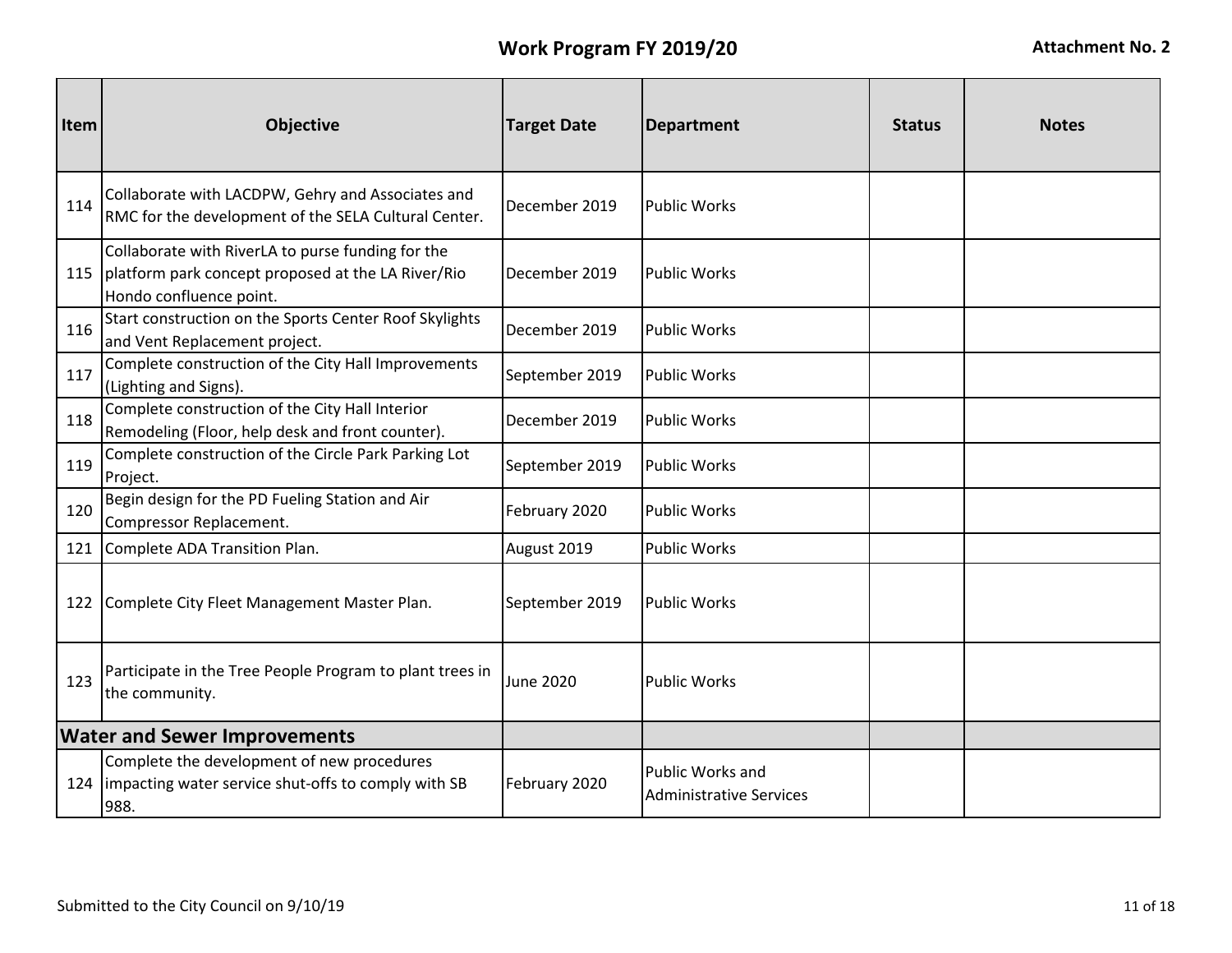## Work Program FY 2019/20

**Attachment No. 2**

| Item | Objective | Target Date | Department | Status | Notes |
|---|---|---|---|---|---|
| 114 | Collaborate with LACDPW, Gehry and Associates and RMC for the development of the SELA Cultural Center. | December 2019 | Public Works | | |
| 115 | Collaborate with RiverLA to purse funding for the platform park concept proposed at the LA River/Rio Hondo confluence point. | December 2019 | Public Works | | |
| 116 | Start construction on the Sports Center Roof Skylights and Vent Replacement project. | December 2019 | Public Works | | |
| 117 | Complete construction of the City Hall Improvements (Lighting and Signs). | September 2019 | Public Works | | |
| 118 | Complete construction of the City Hall Interior Remodeling (Floor, help desk and front counter). | December 2019 | Public Works | | |
| 119 | Complete construction of the Circle Park Parking Lot Project. | September 2019 | Public Works | | |
| 120 | Begin design for the PD Fueling Station and Air Compressor Replacement. | February 2020 | Public Works | | |
| 121 | Complete ADA Transition Plan. | August 2019 | Public Works | | |
| 122 | Complete City Fleet Management Master Plan. | September 2019 | Public Works | | |
| 123 | Participate in the Tree People Program to plant trees in the community. | June 2020 | Public Works | | |
| **Water and Sewer Improvements** | | | | | |
| 124 | Complete the development of new procedures impacting water service shut-offs to comply with SB 988. | February 2020 | Public Works and Administrative Services | | |

Submitted to the City Council on 9/10/19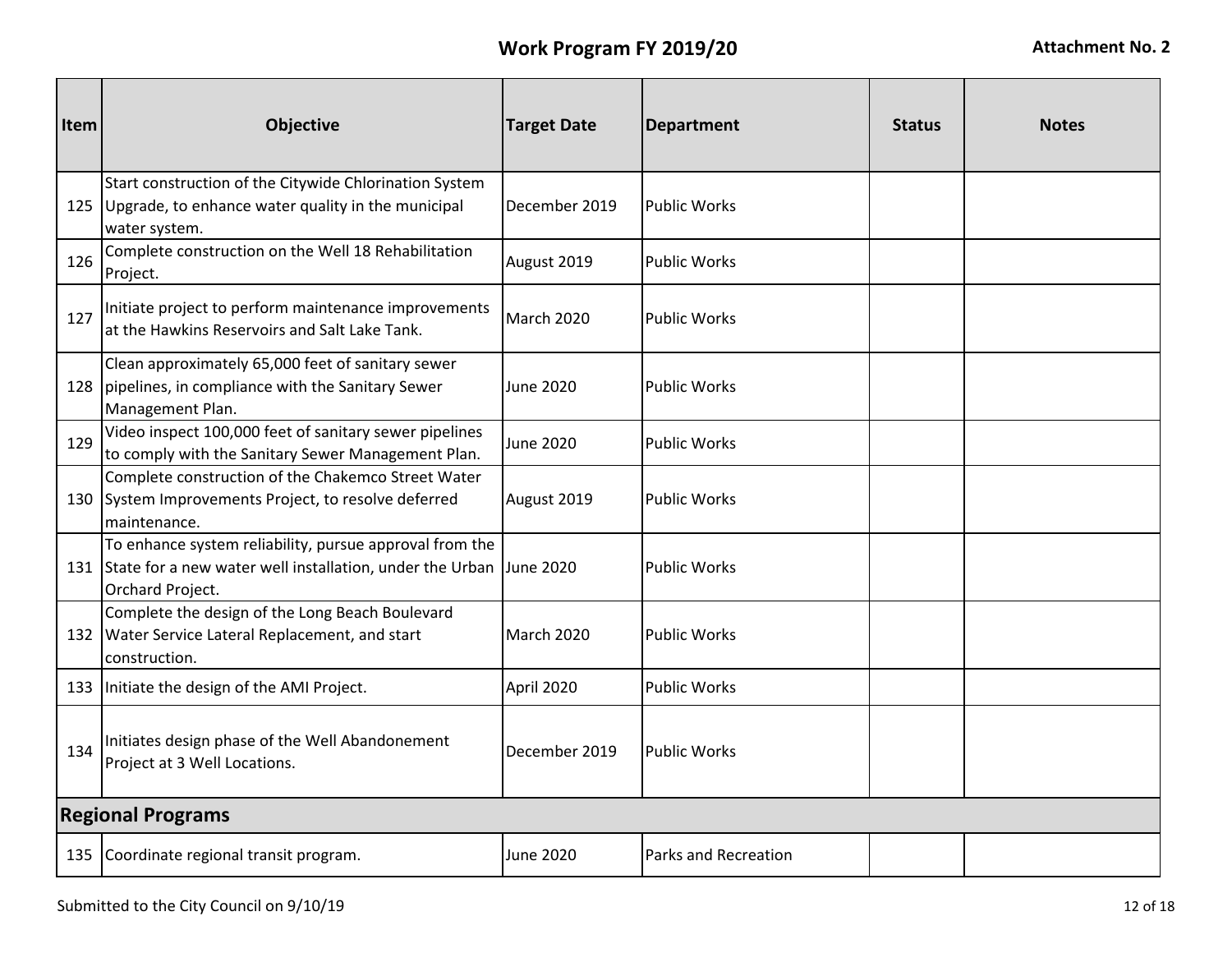# Work Program FY 2019/20

**Attachment No. 2**

| Item | Objective | Target Date | Department | Status | Notes |
|---|---|---|---|---|---|
| 125 | Start construction of the Citywide Chlorination System Upgrade, to enhance water quality in the municipal water system. | December 2019 | Public Works | | |
| 126 | Complete construction on the Well 18 Rehabilitation Project. | August 2019 | Public Works | | |
| 127 | Initiate project to perform maintenance improvements at the Hawkins Reservoirs and Salt Lake Tank. | March 2020 | Public Works | | |
| 128 | Clean approximately 65,000 feet of sanitary sewer pipelines, in compliance with the Sanitary Sewer Management Plan. | June 2020 | Public Works | | |
| 129 | Video inspect 100,000 feet of sanitary sewer pipelines to comply with the Sanitary Sewer Management Plan. | June 2020 | Public Works | | |
| 130 | Complete construction of the Chakemco Street Water System Improvements Project, to resolve deferred maintenance. | August 2019 | Public Works | | |
| 131 | To enhance system reliability, pursue approval from the State for a new water well installation, under the Urban Orchard Project. | June 2020 | Public Works | | |
| 132 | Complete the design of the Long Beach Boulevard Water Service Lateral Replacement, and start construction. | March 2020 | Public Works | | |
| 133 | Initiate the design of the AMI Project. | April 2020 | Public Works | | |
| 134 | Initiates design phase of the Well Abandonement Project at 3 Well Locations. | December 2019 | Public Works | | |
| **Regional Programs** | | | | | |
| 135 | Coordinate regional transit program. | June 2020 | Parks and Recreation | | |

Submitted to the City Council on 9/10/19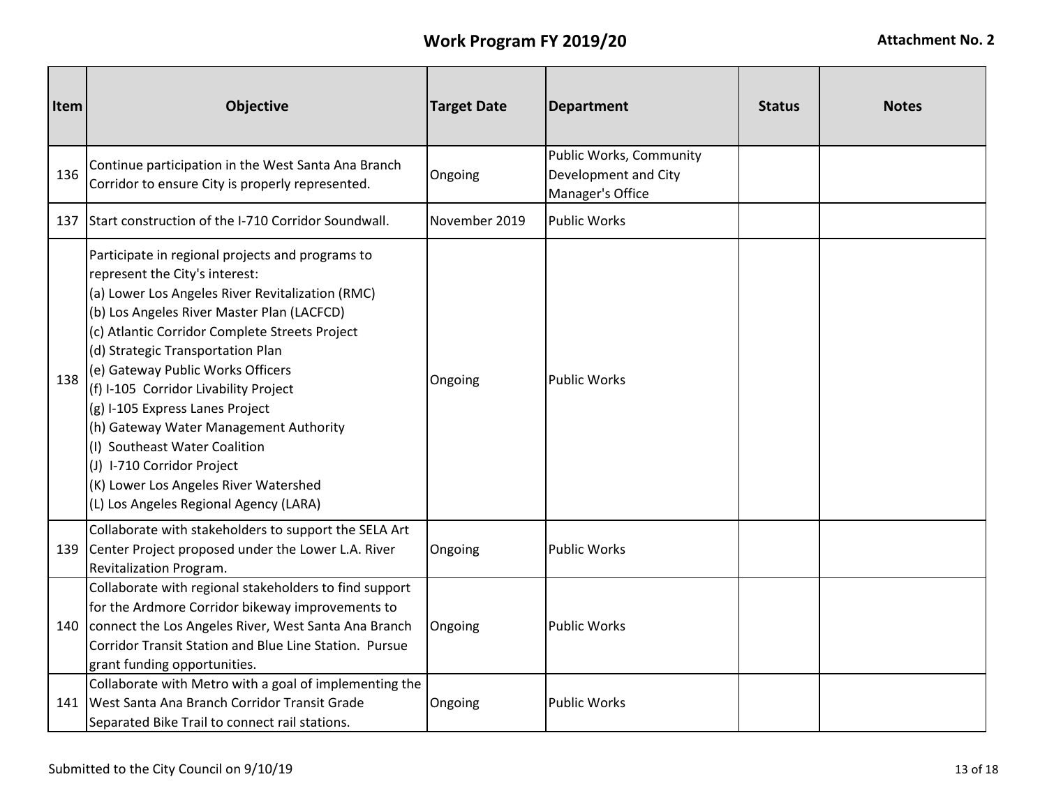# Work Program FY 2019/20

**Attachment No. 2**

| Item | Objective | Target Date | Department | Status | Notes |
|---|---|---|---|---|---|
| 136 | Continue participation in the West Santa Ana Branch Corridor to ensure City is properly represented. | Ongoing | Public Works, Community Development and City Manager's Office | | |
| 137 | Start construction of the I-710 Corridor Soundwall. | November 2019 | Public Works | | |
| 138 | Participate in regional projects and programs to represent the City's interest:<br>(a) Lower Los Angeles River Revitalization (RMC)<br>(b) Los Angeles River Master Plan (LACFCD)<br>(c) Atlantic Corridor Complete Streets Project<br>(d) Strategic Transportation Plan<br>(e) Gateway Public Works Officers<br>(f) I-105 Corridor Livability Project<br>(g) I-105 Express Lanes Project<br>(h) Gateway Water Management Authority<br>(I) Southeast Water Coalition<br>(J) I-710 Corridor Project<br>(K) Lower Los Angeles River Watershed<br>(L) Los Angeles Regional Agency (LARA) | Ongoing | Public Works | | |
| 139 | Collaborate with stakeholders to support the SELA Art Center Project proposed under the Lower L.A. River Revitalization Program. | Ongoing | Public Works | | |
| 140 | Collaborate with regional stakeholders to find support for the Ardmore Corridor bikeway improvements to connect the Los Angeles River, West Santa Ana Branch Corridor Transit Station and Blue Line Station. Pursue grant funding opportunities. | Ongoing | Public Works | | |
| 141 | Collaborate with Metro with a goal of implementing the West Santa Ana Branch Corridor Transit Grade Separated Bike Trail to connect rail stations. | Ongoing | Public Works | | |

Submitted to the City Council on 9/10/19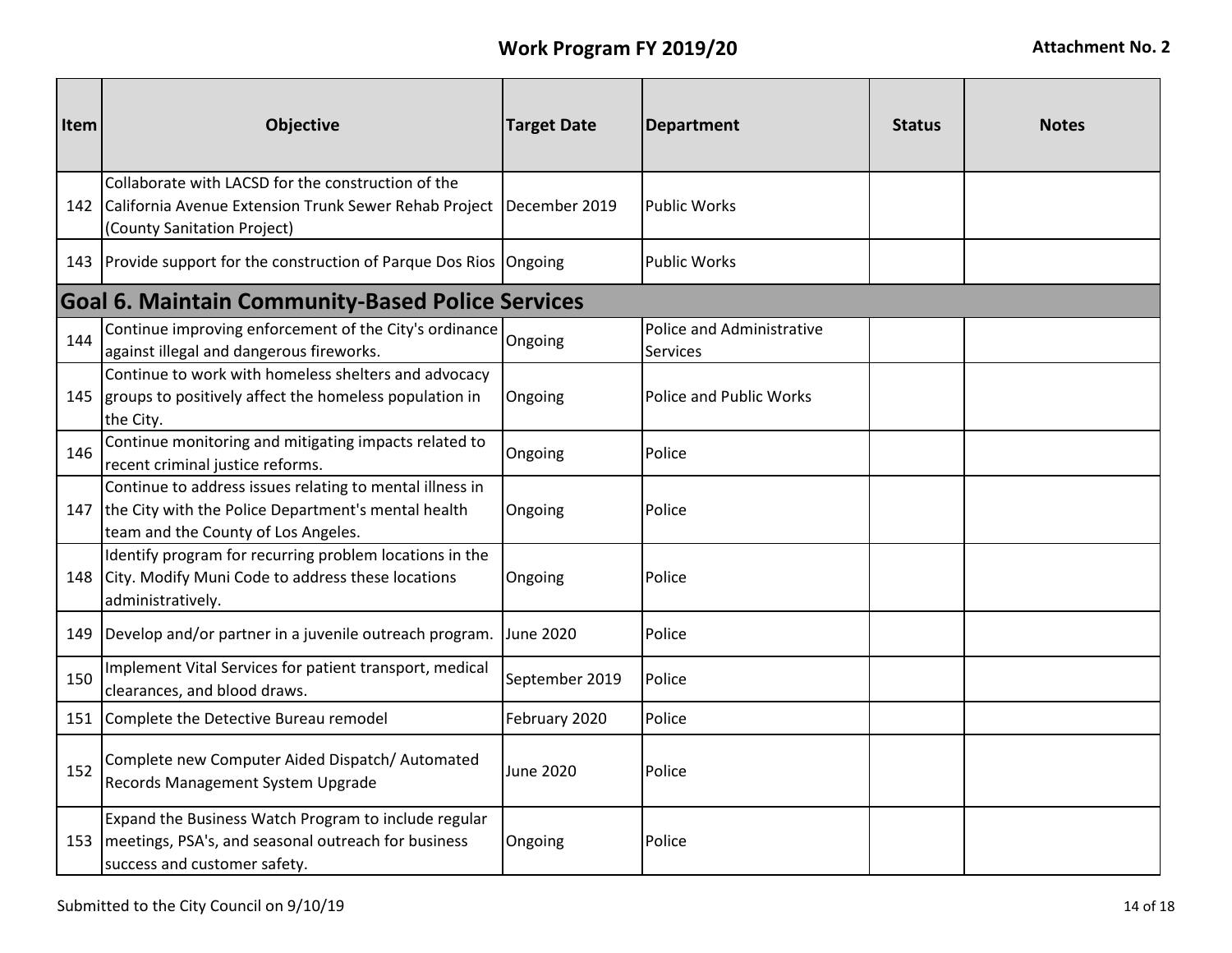## Work Program FY 2019/20

**Attachment No. 2**

| Item | Objective | Target Date | Department | Status | Notes |
|---|---|---|---|---|---|
| 142 | Collaborate with LACSD for the construction of the California Avenue Extension Trunk Sewer Rehab Project (County Sanitation Project) | December 2019 | Public Works | | |
| 143 | Provide support for the construction of Parque Dos Rios | Ongoing | Public Works | | |
| **Goal 6. Maintain Community-Based Police Services** | | | | | |
| 144 | Continue improving enforcement of the City's ordinance against illegal and dangerous fireworks. | Ongoing | Police and Administrative Services | | |
| 145 | Continue to work with homeless shelters and advocacy groups to positively affect the homeless population in the City. | Ongoing | Police and Public Works | | |
| 146 | Continue monitoring and mitigating impacts related to recent criminal justice reforms. | Ongoing | Police | | |
| 147 | Continue to address issues relating to mental illness in the City with the Police Department's mental health team and the County of Los Angeles. | Ongoing | Police | | |
| 148 | Identify program for recurring problem locations in the City. Modify Muni Code to address these locations administratively. | Ongoing | Police | | |
| 149 | Develop and/or partner in a juvenile outreach program. | June 2020 | Police | | |
| 150 | Implement Vital Services for patient transport, medical clearances, and blood draws. | September 2019 | Police | | |
| 151 | Complete the Detective Bureau remodel | February 2020 | Police | | |
| 152 | Complete new Computer Aided Dispatch/ Automated Records Management System Upgrade | June 2020 | Police | | |
| 153 | Expand the Business Watch Program to include regular meetings, PSA's, and seasonal outreach for business success and customer safety. | Ongoing | Police | | |

Submitted to the City Council on 9/10/19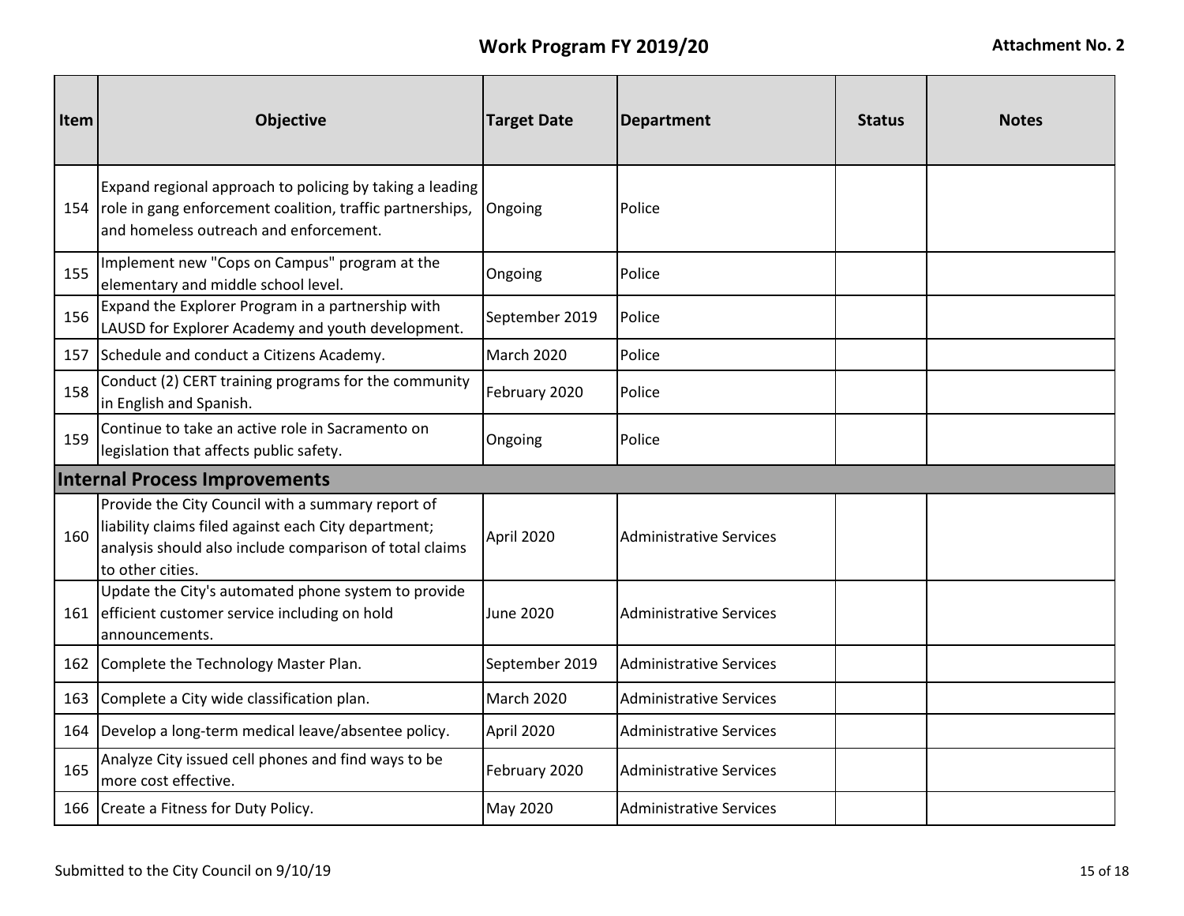## Work Program FY 2019/20

Attachment No. 2

| Item | Objective | Target Date | Department | Status | Notes |
|---|---|---|---|---|---|
| 154 | Expand regional approach to policing by taking a leading role in gang enforcement coalition, traffic partnerships, and homeless outreach and enforcement. | Ongoing | Police | | |
| 155 | Implement new "Cops on Campus" program at the elementary and middle school level. | Ongoing | Police | | |
| 156 | Expand the Explorer Program in a partnership with LAUSD for Explorer Academy and youth development. | September 2019 | Police | | |
| 157 | Schedule and conduct a Citizens Academy. | March 2020 | Police | | |
| 158 | Conduct (2) CERT training programs for the community in English and Spanish. | February 2020 | Police | | |
| 159 | Continue to take an active role in Sacramento on legislation that affects public safety. | Ongoing | Police | | |
| **Internal Process Improvements** | | | | | |
| 160 | Provide the City Council with a summary report of liability claims filed against each City department; analysis should also include comparison of total claims to other cities. | April 2020 | Administrative Services | | |
| 161 | Update the City's automated phone system to provide efficient customer service including on hold announcements. | June 2020 | Administrative Services | | |
| 162 | Complete the Technology Master Plan. | September 2019 | Administrative Services | | |
| 163 | Complete a City wide classification plan. | March 2020 | Administrative Services | | |
| 164 | Develop a long-term medical leave/absentee policy. | April 2020 | Administrative Services | | |
| 165 | Analyze City issued cell phones and find ways to be more cost effective. | February 2020 | Administrative Services | | |
| 166 | Create a Fitness for Duty Policy. | May 2020 | Administrative Services | | |

Submitted to the City Council on 9/10/19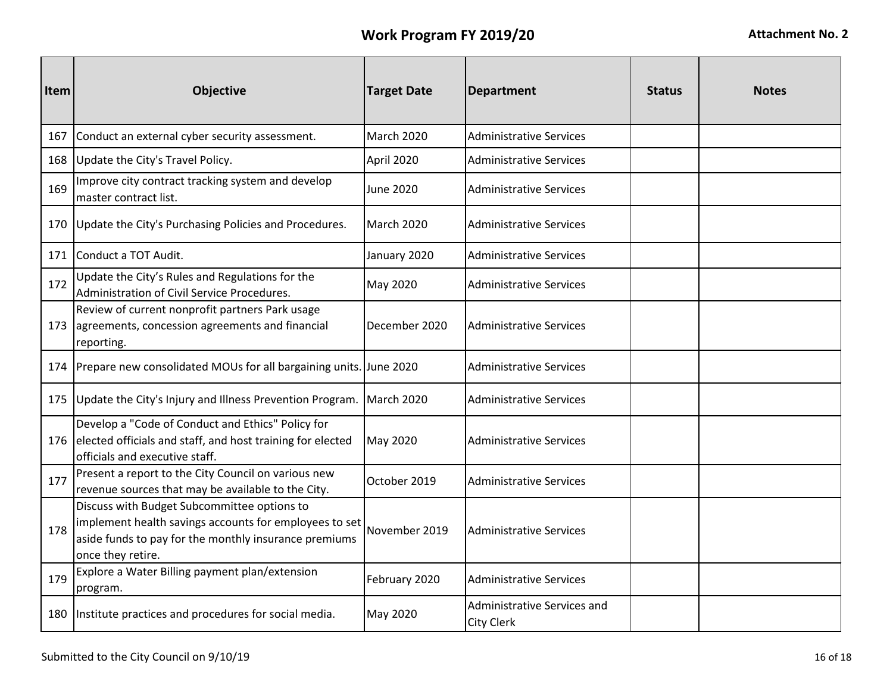# Work Program FY 2019/20

**Attachment No. 2**

| Item | Objective | Target Date | Department | Status | Notes |
|---|---|---|---|---|---|
| 167 | Conduct an external cyber security assessment. | March 2020 | Administrative Services | | |
| 168 | Update the City's Travel Policy. | April 2020 | Administrative Services | | |
| 169 | Improve city contract tracking system and develop master contract list. | June 2020 | Administrative Services | | |
| 170 | Update the City's Purchasing Policies and Procedures. | March 2020 | Administrative Services | | |
| 171 | Conduct a TOT Audit. | January 2020 | Administrative Services | | |
| 172 | Update the City's Rules and Regulations for the Administration of Civil Service Procedures. | May 2020 | Administrative Services | | |
| 173 | Review of current nonprofit partners Park usage agreements, concession agreements and financial reporting. | December 2020 | Administrative Services | | |
| 174 | Prepare new consolidated MOUs for all bargaining units. | June 2020 | Administrative Services | | |
| 175 | Update the City's Injury and Illness Prevention Program. | March 2020 | Administrative Services | | |
| 176 | Develop a "Code of Conduct and Ethics" Policy for elected officials and staff, and host training for elected officials and executive staff. | May 2020 | Administrative Services | | |
| 177 | Present a report to the City Council on various new revenue sources that may be available to the City. | October 2019 | Administrative Services | | |
| 178 | Discuss with Budget Subcommittee options to implement health savings accounts for employees to set aside funds to pay for the monthly insurance premiums once they retire. | November 2019 | Administrative Services | | |
| 179 | Explore a Water Billing payment plan/extension program. | February 2020 | Administrative Services | | |
| 180 | Institute practices and procedures for social media. | May 2020 | Administrative Services and City Clerk | | |

Submitted to the City Council on 9/10/19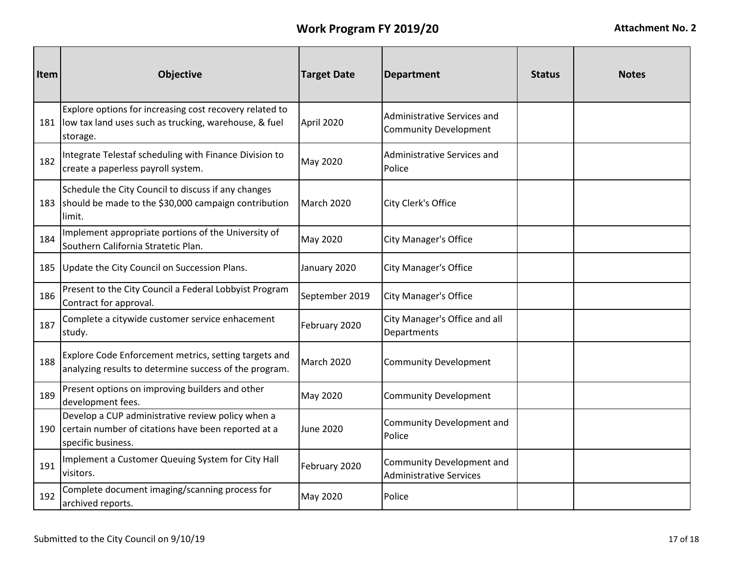## Work Program FY 2019/20

**Attachment No. 2**

| Item | Objective | Target Date | Department | Status | Notes |
|---|---|---|---|---|---|
| 181 | Explore options for increasing cost recovery related to low tax land uses such as trucking, warehouse, & fuel storage. | April 2020 | Administrative Services and Community Development | | |
| 182 | Integrate Telestaf scheduling with Finance Division to create a paperless payroll system. | May 2020 | Administrative Services and Police | | |
| 183 | Schedule the City Council to discuss if any changes should be made to the $30,000 campaign contribution limit. | March 2020 | City Clerk's Office | | |
| 184 | Implement appropriate portions of the University of Southern California Stratetic Plan. | May 2020 | City Manager's Office | | |
| 185 | Update the City Council on Succession Plans. | January 2020 | City Manager's Office | | |
| 186 | Present to the City Council a Federal Lobbyist Program Contract for approval. | September 2019 | City Manager's Office | | |
| 187 | Complete a citywide customer service enhacement study. | February 2020 | City Manager's Office and all Departments | | |
| 188 | Explore Code Enforcement metrics, setting targets and analyzing results to determine success of the program. | March 2020 | Community Development | | |
| 189 | Present options on improving builders and other development fees. | May 2020 | Community Development | | |
| 190 | Develop a CUP administrative review policy when a certain number of citations have been reported at a specific business. | June 2020 | Community Development and Police | | |
| 191 | Implement a Customer Queuing System for City Hall visitors. | February 2020 | Community Development and Administrative Services | | |
| 192 | Complete document imaging/scanning process for archived reports. | May 2020 | Police | | |

Submitted to the City Council on 9/10/19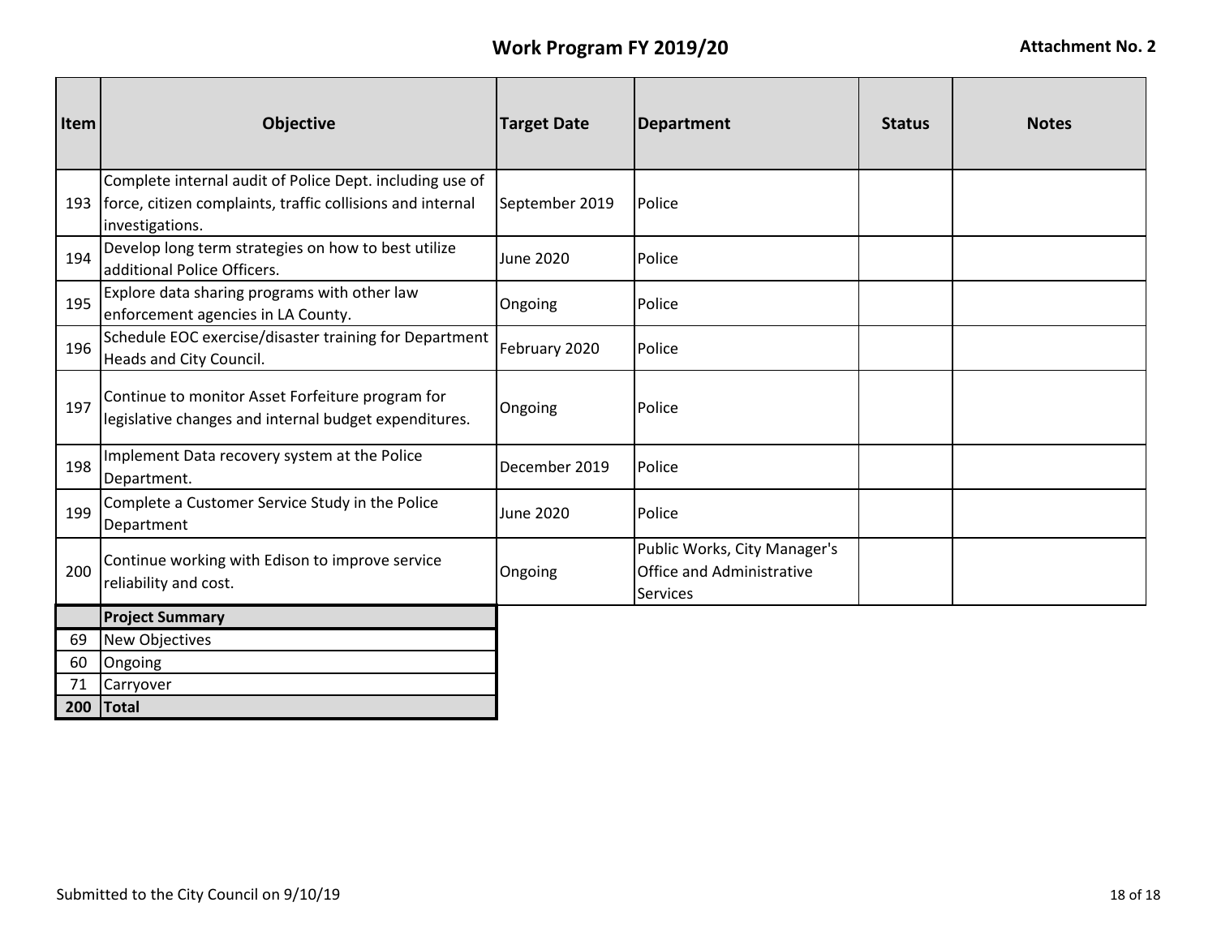# Work Program FY 2019/20

**Attachment No. 2**

| Item | Objective | Target Date | Department | Status | Notes |
|---|---|---|---|---|---|
| 193 | Complete internal audit of Police Dept. including use of force, citizen complaints, traffic collisions and internal investigations. | September 2019 | Police | | |
| 194 | Develop long term strategies on how to best utilize additional Police Officers. | June 2020 | Police | | |
| 195 | Explore data sharing programs with other law enforcement agencies in LA County. | Ongoing | Police | | |
| 196 | Schedule EOC exercise/disaster training for Department Heads and City Council. | February 2020 | Police | | |
| 197 | Continue to monitor Asset Forfeiture program for legislative changes and internal budget expenditures. | Ongoing | Police | | |
| 198 | Implement Data recovery system at the Police Department. | December 2019 | Police | | |
| 199 | Complete a Customer Service Study in the Police Department | June 2020 | Police | | |
| 200 | Continue working with Edison to improve service reliability and cost. | Ongoing | Public Works, City Manager's Office and Administrative Services | | |

| | **Project Summary** |
|---|---|
| 69 | New Objectives |
| 60 | Ongoing |
| 71 | Carryover |
| **200** | **Total** |

Submitted to the City Council on 9/10/19